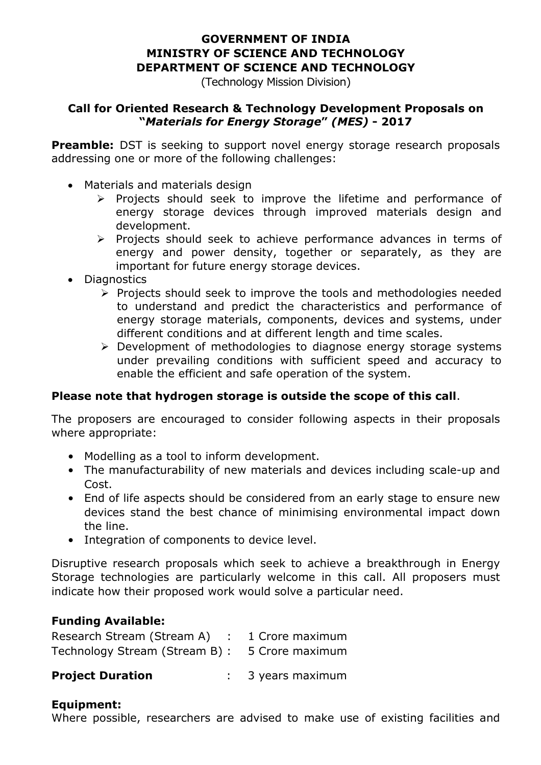**GOVERNMENT OF INDIA**
**MINISTRY OF SCIENCE AND TECHNOLOGY**
**DEPARTMENT OF SCIENCE AND TECHNOLOGY**
(Technology Mission Division)

## Call for Oriented Research & Technology Development Proposals on "*Materials for Energy Storage*" *(MES)* - 2017

**Preamble:** DST is seeking to support novel energy storage research proposals addressing one or more of the following challenges:

- Materials and materials design
  - Projects should seek to improve the lifetime and performance of energy storage devices through improved materials design and development.
  - Projects should seek to achieve performance advances in terms of energy and power density, together or separately, as they are important for future energy storage devices.
- Diagnostics
  - Projects should seek to improve the tools and methodologies needed to understand and predict the characteristics and performance of energy storage materials, components, devices and systems, under different conditions and at different length and time scales.
  - Development of methodologies to diagnose energy storage systems under prevailing conditions with sufficient speed and accuracy to enable the efficient and safe operation of the system.

**Please note that hydrogen storage is outside the scope of this call**.

The proposers are encouraged to consider following aspects in their proposals where appropriate:

- Modelling as a tool to inform development.
- The manufacturability of new materials and devices including scale-up and Cost.
- End of life aspects should be considered from an early stage to ensure new devices stand the best chance of minimising environmental impact down the line.
- Integration of components to device level.

Disruptive research proposals which seek to achieve a breakthrough in Energy Storage technologies are particularly welcome in this call. All proposers must indicate how their proposed work would solve a particular need.

**Funding Available:**

Research Stream (Stream A) : 1 Crore maximum
Technology Stream (Stream B) : 5 Crore maximum

**Project Duration** : 3 years maximum

**Equipment:**

Where possible, researchers are advised to make use of existing facilities and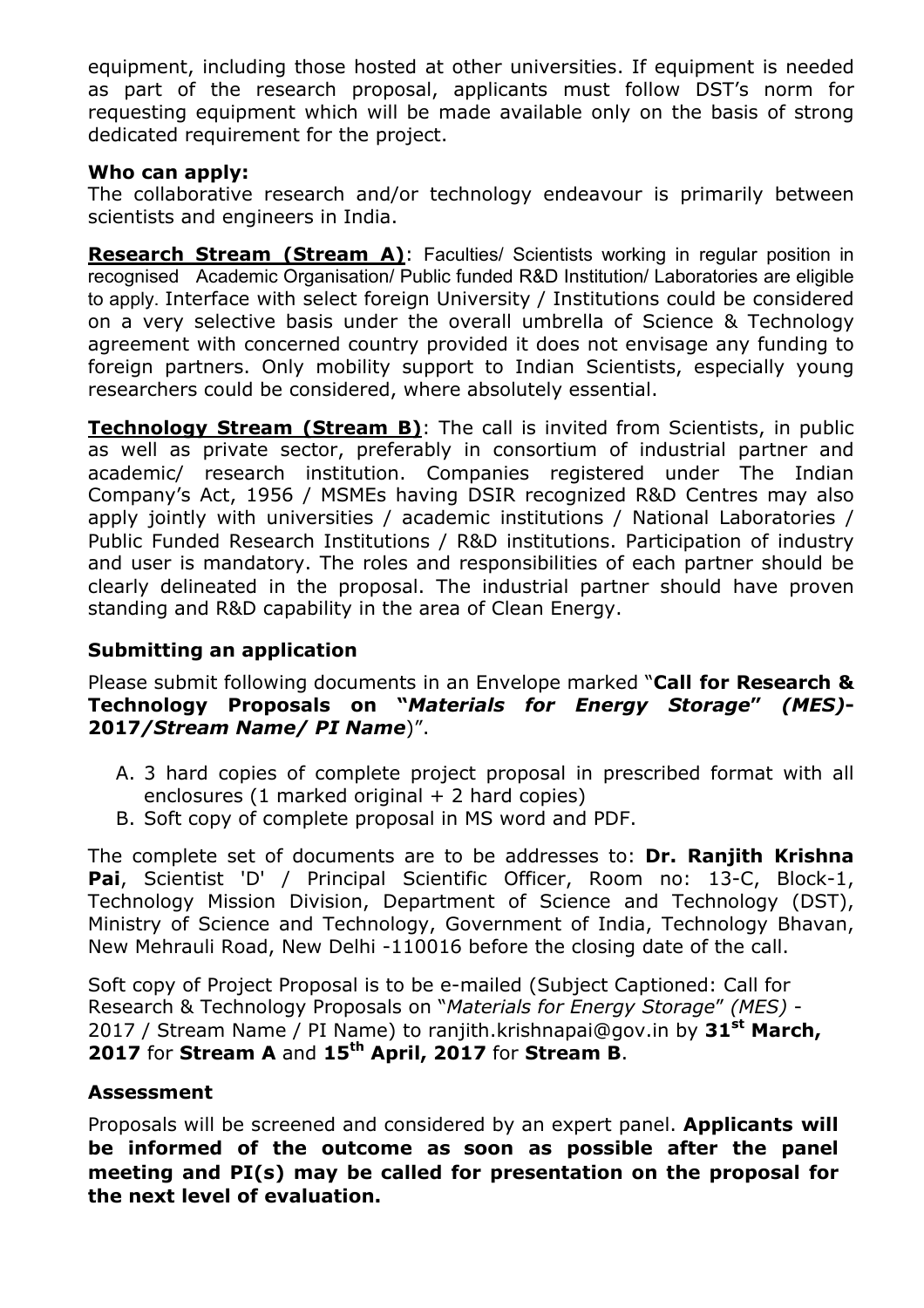equipment, including those hosted at other universities. If equipment is needed as part of the research proposal, applicants must follow DST's norm for requesting equipment which will be made available only on the basis of strong dedicated requirement for the project.

**Who can apply:**

The collaborative research and/or technology endeavour is primarily between scientists and engineers in India.

**Research Stream (Stream A)**: Faculties/ Scientists working in regular position in recognised Academic Organisation/ Public funded R&D Institution/ Laboratories are eligible to apply. Interface with select foreign University / Institutions could be considered on a very selective basis under the overall umbrella of Science & Technology agreement with concerned country provided it does not envisage any funding to foreign partners. Only mobility support to Indian Scientists, especially young researchers could be considered, where absolutely essential.

**Technology Stream (Stream B)**: The call is invited from Scientists, in public as well as private sector, preferably in consortium of industrial partner and academic/ research institution. Companies registered under The Indian Company's Act, 1956 / MSMEs having DSIR recognized R&D Centres may also apply jointly with universities / academic institutions / National Laboratories / Public Funded Research Institutions / R&D institutions. Participation of industry and user is mandatory. The roles and responsibilities of each partner should be clearly delineated in the proposal. The industrial partner should have proven standing and R&D capability in the area of Clean Energy.

**Submitting an application**

Please submit following documents in an Envelope marked "**Call for Research & Technology Proposals on "*Materials for Energy Storage*" *(MES)*-2017/*Stream Name/ PI Name***)".

A. 3 hard copies of complete project proposal in prescribed format with all enclosures (1 marked original + 2 hard copies)
B. Soft copy of complete proposal in MS word and PDF.

The complete set of documents are to be addresses to: **Dr. Ranjith Krishna Pai**, Scientist 'D' / Principal Scientific Officer, Room no: 13-C, Block-1, Technology Mission Division, Department of Science and Technology (DST), Ministry of Science and Technology, Government of India, Technology Bhavan, New Mehrauli Road, New Delhi -110016 before the closing date of the call.

Soft copy of Project Proposal is to be e-mailed (Subject Captioned: Call for Research & Technology Proposals on "*Materials for Energy Storage*" *(MES)* - 2017 / Stream Name / PI Name) to ranjith.krishnapai@gov.in by **31st March, 2017** for **Stream A** and **15th April, 2017** for **Stream B**.

**Assessment**

Proposals will be screened and considered by an expert panel. **Applicants will be informed of the outcome as soon as possible after the panel meeting and PI(s) may be called for presentation on the proposal for the next level of evaluation.**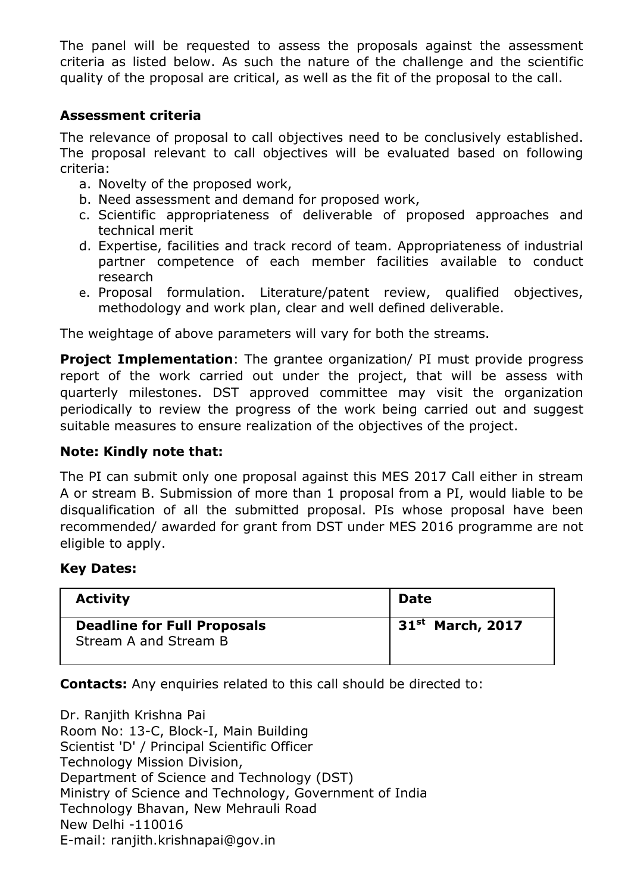The panel will be requested to assess the proposals against the assessment criteria as listed below. As such the nature of the challenge and the scientific quality of the proposal are critical, as well as the fit of the proposal to the call.

**Assessment criteria**

The relevance of proposal to call objectives need to be conclusively established. The proposal relevant to call objectives will be evaluated based on following criteria:

a. Novelty of the proposed work,
b. Need assessment and demand for proposed work,
c. Scientific appropriateness of deliverable of proposed approaches and technical merit
d. Expertise, facilities and track record of team. Appropriateness of industrial partner competence of each member facilities available to conduct research
e. Proposal formulation. Literature/patent review, qualified objectives, methodology and work plan, clear and well defined deliverable.

The weightage of above parameters will vary for both the streams.

**Project Implementation**: The grantee organization/ PI must provide progress report of the work carried out under the project, that will be assess with quarterly milestones. DST approved committee may visit the organization periodically to review the progress of the work being carried out and suggest suitable measures to ensure realization of the objectives of the project.

**Note: Kindly note that:**

The PI can submit only one proposal against this MES 2017 Call either in stream A or stream B. Submission of more than 1 proposal from a PI, would liable to be disqualification of all the submitted proposal. PIs whose proposal have been recommended/ awarded for grant from DST under MES 2016 programme are not eligible to apply.

**Key Dates:**

| **Activity** | **Date** |
|---|---|
| **Deadline for Full Proposals** Stream A and Stream B | **31st March, 2017** |

**Contacts:** Any enquiries related to this call should be directed to:

Dr. Ranjith Krishna Pai
Room No: 13-C, Block-I, Main Building
Scientist 'D' / Principal Scientific Officer
Technology Mission Division,
Department of Science and Technology (DST)
Ministry of Science and Technology, Government of India
Technology Bhavan, New Mehrauli Road
New Delhi -110016
E-mail: ranjith.krishnapai@gov.in